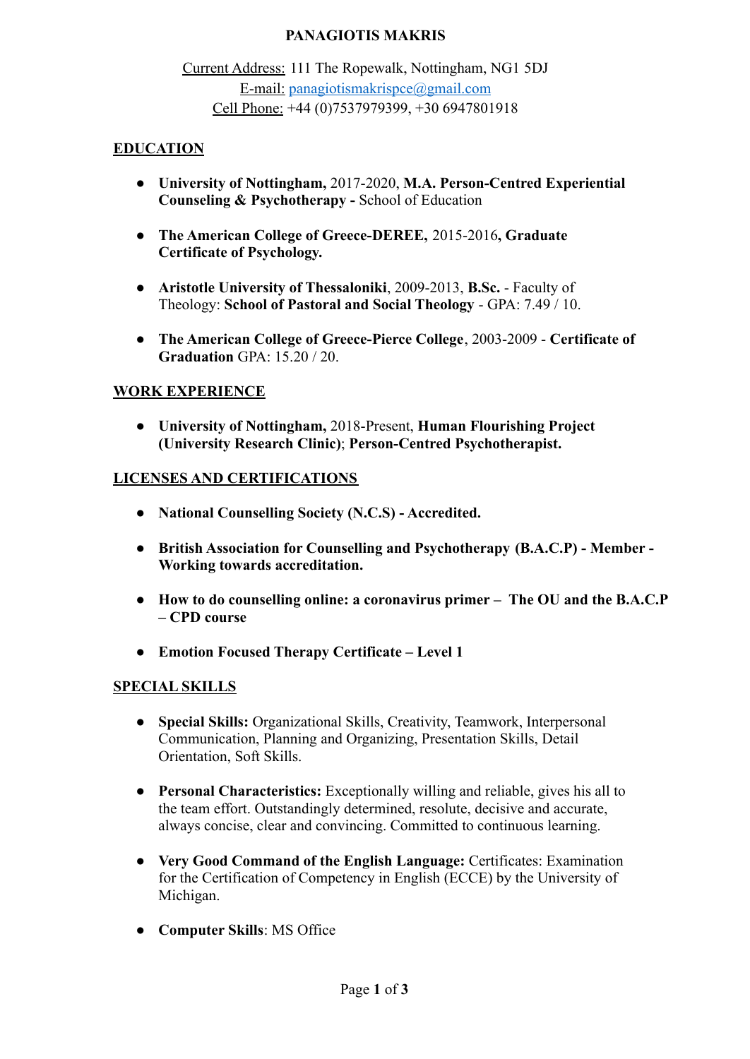# PANAGIOTIS MAKRIS

Current Address: 111 The Ropewalk, Nottingham, NG1 5DJ
E-mail: panagiotismakrispce@gmail.com
Cell Phone: +44 (0)7537979399, +30 6947801918

## EDUCATION

- **University of Nottingham,** 2017-2020, **M.A. Person-Centred Experiential Counseling & Psychotherapy -** School of Education

- **The American College of Greece-DEREE,** 2015-2016**, Graduate Certificate of Psychology.**

- **Aristotle University of Thessaloniki**, 2009-2013, **B.Sc.** - Faculty of Theology: **School of Pastoral and Social Theology** - GPA: 7.49 / 10.

- **The American College of Greece-Pierce College**, 2003-2009 - **Certificate of Graduation** GPA: 15.20 / 20.

## WORK EXPERIENCE

- **University of Nottingham,** 2018-Present, **Human Flourishing Project (University Research Clinic)**; **Person-Centred Psychotherapist.**

## LICENSES AND CERTIFICATIONS

- **National Counselling Society (N.C.S) - Accredited.**

- **British Association for Counselling and Psychotherapy (B.A.C.P) - Member - Working towards accreditation.**

- **How to do counselling online: a coronavirus primer – The OU and the B.A.C.P – CPD course**

- **Emotion Focused Therapy Certificate – Level 1**

## SPECIAL SKILLS

- **Special Skills:** Organizational Skills, Creativity, Teamwork, Interpersonal Communication, Planning and Organizing, Presentation Skills, Detail Orientation, Soft Skills.

- **Personal Characteristics:** Exceptionally willing and reliable, gives his all to the team effort. Outstandingly determined, resolute, decisive and accurate, always concise, clear and convincing. Committed to continuous learning.

- **Very Good Command of the English Language:** Certificates: Examination for the Certification of Competency in English (ECCE) by the University of Michigan.

- **Computer Skills**: MS Office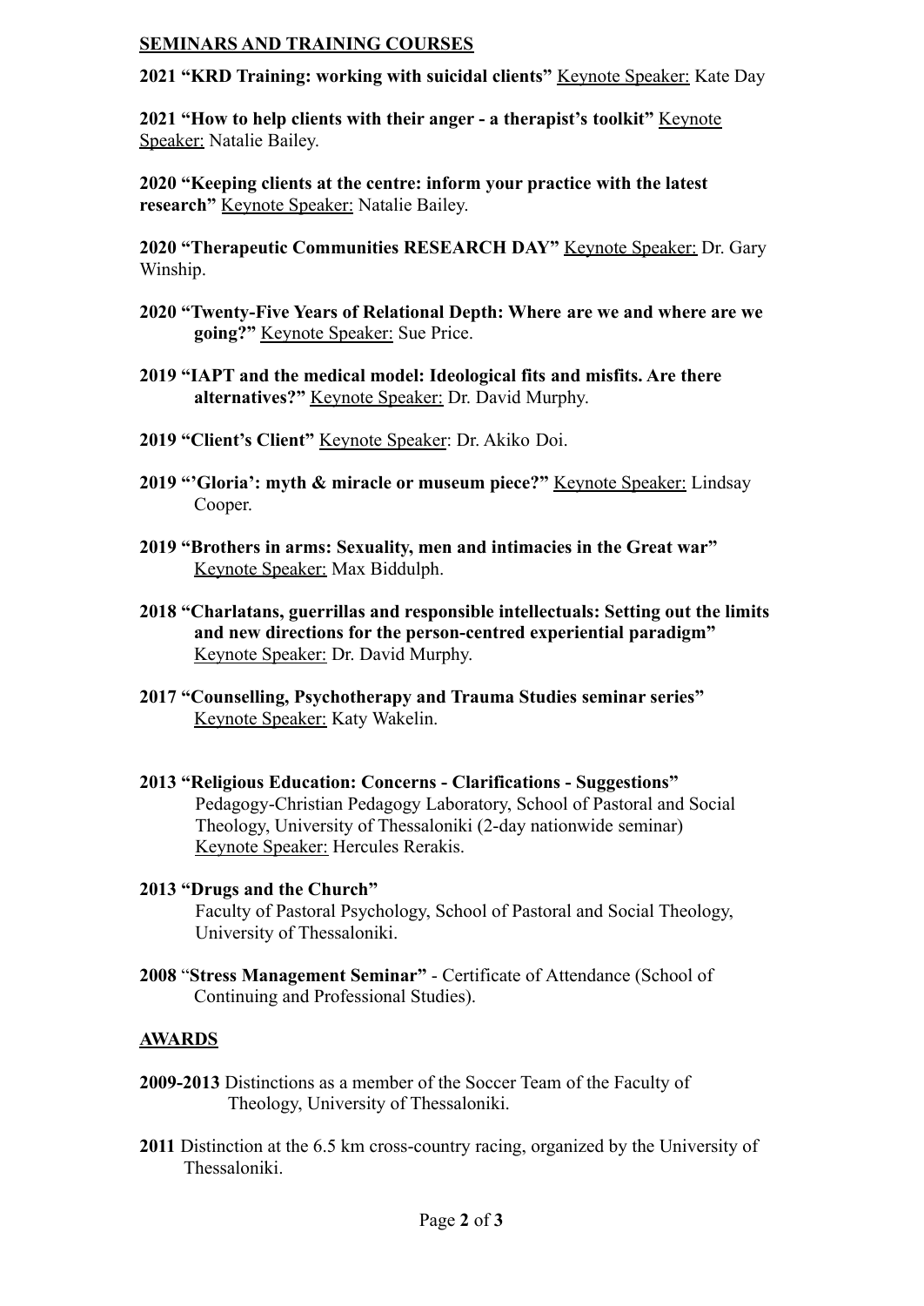## SEMINARS AND TRAINING COURSES

**2021 "KRD Training: working with suicidal clients"** Keynote Speaker: Kate Day

**2021 "How to help clients with their anger - a therapist's toolkit"** Keynote Speaker: Natalie Bailey.

**2020 "Keeping clients at the centre: inform your practice with the latest research"** Keynote Speaker: Natalie Bailey.

**2020 "Therapeutic Communities RESEARCH DAY"** Keynote Speaker: Dr. Gary Winship.

**2020 "Twenty-Five Years of Relational Depth: Where are we and where are we going?"** Keynote Speaker: Sue Price.

**2019 "IAPT and the medical model: Ideological fits and misfits. Are there alternatives?"** Keynote Speaker: Dr. David Murphy.

**2019 "Client's Client"** Keynote Speaker: Dr. Akiko Doi.

**2019 "'Gloria': myth & miracle or museum piece?"** Keynote Speaker: Lindsay Cooper.

**2019 "Brothers in arms: Sexuality, men and intimacies in the Great war"** Keynote Speaker: Max Biddulph.

**2018 "Charlatans, guerrillas and responsible intellectuals: Setting out the limits and new directions for the person-centred experiential paradigm"** Keynote Speaker: Dr. David Murphy.

**2017 "Counselling, Psychotherapy and Trauma Studies seminar series"** Keynote Speaker: Katy Wakelin.

**2013 "Religious Education: Concerns - Clarifications - Suggestions"** Pedagogy-Christian Pedagogy Laboratory, School of Pastoral and Social Theology, University of Thessaloniki (2-day nationwide seminar) Keynote Speaker: Hercules Rerakis.

**2013 "Drugs and the Church"** Faculty of Pastoral Psychology, School of Pastoral and Social Theology, University of Thessaloniki.

**2008 "Stress Management Seminar"** - Certificate of Attendance (School of Continuing and Professional Studies).

## AWARDS

**2009-2013** Distinctions as a member of the Soccer Team of the Faculty of Theology, University of Thessaloniki.

**2011** Distinction at the 6.5 km cross-country racing, organized by the University of Thessaloniki.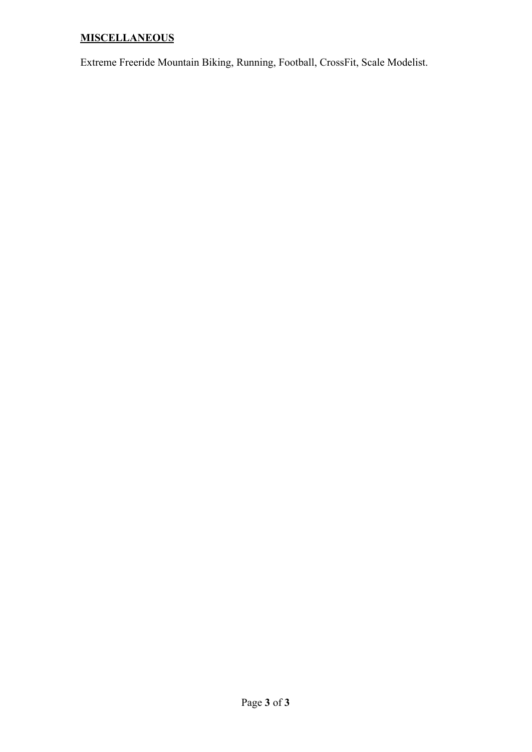## **MISCELLANEOUS**

Extreme Freeride Mountain Biking, Running, Football, CrossFit, Scale Modelist.